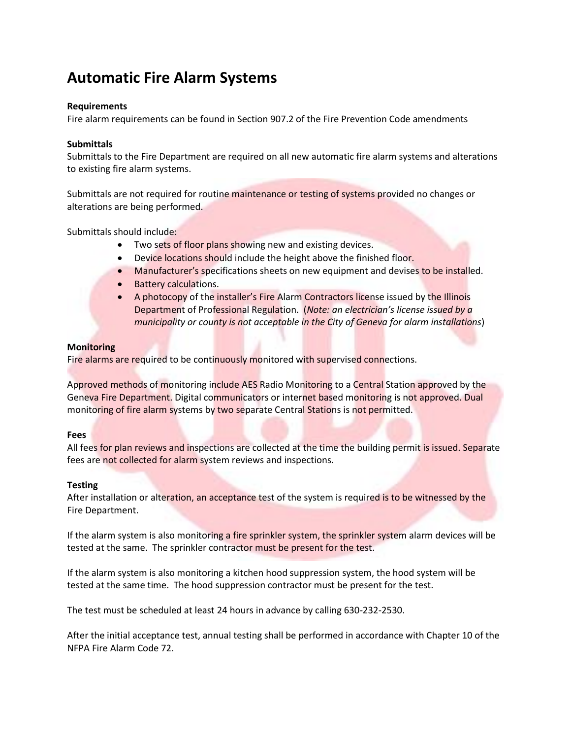# Automatic Fire Alarm Systems

**Requirements**

Fire alarm requirements can be found in Section 907.2 of the Fire Prevention Code amendments

**Submittals**

Submittals to the Fire Department are required on all new automatic fire alarm systems and alterations to existing fire alarm systems.

Submittals are not required for routine maintenance or testing of systems provided no changes or alterations are being performed.

Submittals should include:

- Two sets of floor plans showing new and existing devices.
- Device locations should include the height above the finished floor.
- Manufacturer's specifications sheets on new equipment and devises to be installed.
- Battery calculations.
- A photocopy of the installer's Fire Alarm Contractors license issued by the Illinois Department of Professional Regulation. (*Note: an electrician's license issued by a municipality or county is not acceptable in the City of Geneva for alarm installations*)

**Monitoring**

Fire alarms are required to be continuously monitored with supervised connections.

Approved methods of monitoring include AES Radio Monitoring to a Central Station approved by the Geneva Fire Department. Digital communicators or internet based monitoring is not approved. Dual monitoring of fire alarm systems by two separate Central Stations is not permitted.

**Fees**

All fees for plan reviews and inspections are collected at the time the building permit is issued. Separate fees are not collected for alarm system reviews and inspections.

**Testing**

After installation or alteration, an acceptance test of the system is required is to be witnessed by the Fire Department.

If the alarm system is also monitoring a fire sprinkler system, the sprinkler system alarm devices will be tested at the same. The sprinkler contractor must be present for the test.

If the alarm system is also monitoring a kitchen hood suppression system, the hood system will be tested at the same time. The hood suppression contractor must be present for the test.

The test must be scheduled at least 24 hours in advance by calling 630-232-2530.

After the initial acceptance test, annual testing shall be performed in accordance with Chapter 10 of the NFPA Fire Alarm Code 72.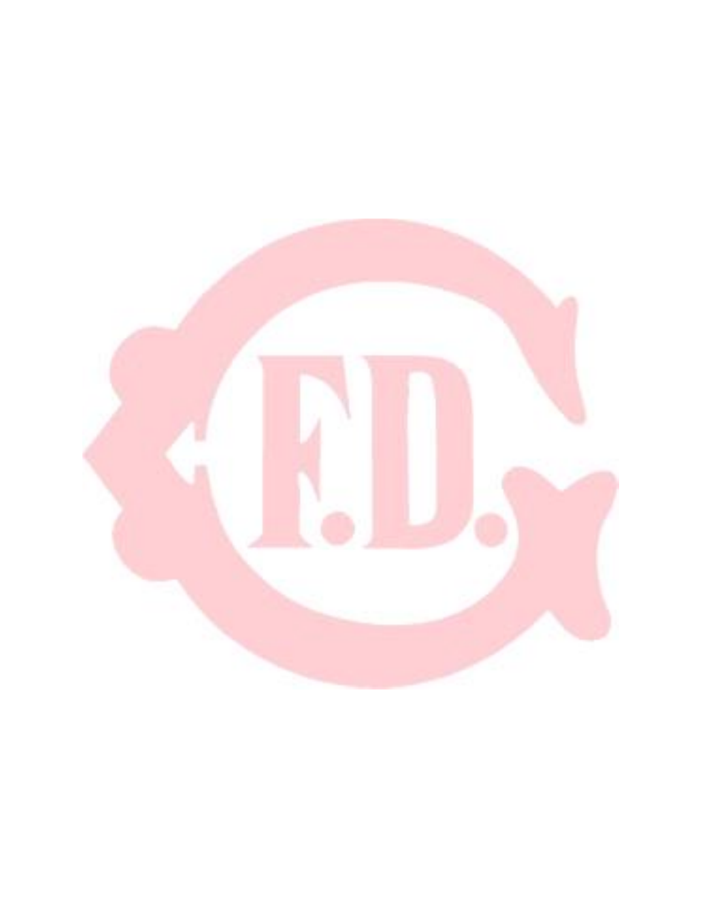F.D.